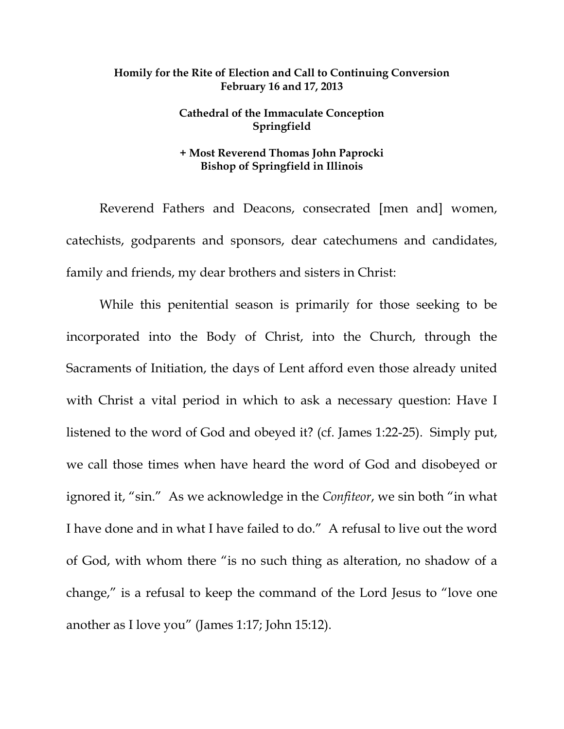**Homily for the Rite of Election and Call to Continuing Conversion**
**February 16 and 17, 2013**

**Cathedral of the Immaculate Conception**
**Springfield**

**+ Most Reverend Thomas John Paprocki**
**Bishop of Springfield in Illinois**

Reverend Fathers and Deacons, consecrated [men and] women, catechists, godparents and sponsors, dear catechumens and candidates, family and friends, my dear brothers and sisters in Christ:

While this penitential season is primarily for those seeking to be incorporated into the Body of Christ, into the Church, through the Sacraments of Initiation, the days of Lent afford even those already united with Christ a vital period in which to ask a necessary question: Have I listened to the word of God and obeyed it? (cf. James 1:22-25). Simply put, we call those times when have heard the word of God and disobeyed or ignored it, "sin." As we acknowledge in the *Confiteor*, we sin both "in what I have done and in what I have failed to do." A refusal to live out the word of God, with whom there "is no such thing as alteration, no shadow of a change," is a refusal to keep the command of the Lord Jesus to "love one another as I love you" (James 1:17; John 15:12).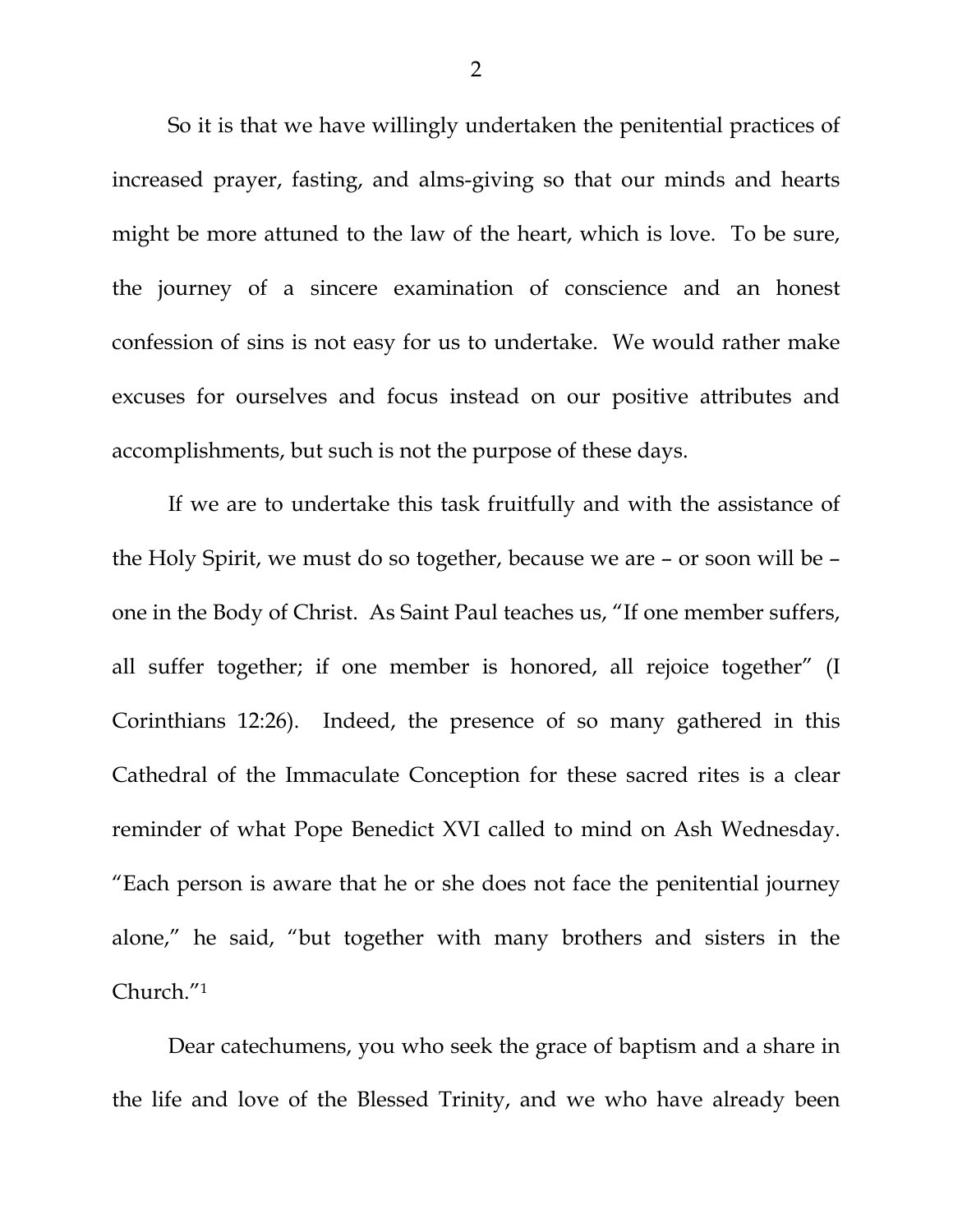So it is that we have willingly undertaken the penitential practices of increased prayer, fasting, and alms-giving so that our minds and hearts might be more attuned to the law of the heart, which is love. To be sure, the journey of a sincere examination of conscience and an honest confession of sins is not easy for us to undertake. We would rather make excuses for ourselves and focus instead on our positive attributes and accomplishments, but such is not the purpose of these days.

If we are to undertake this task fruitfully and with the assistance of the Holy Spirit, we must do so together, because we are – or soon will be – one in the Body of Christ. As Saint Paul teaches us, "If one member suffers, all suffer together; if one member is honored, all rejoice together" (I Corinthians 12:26). Indeed, the presence of so many gathered in this Cathedral of the Immaculate Conception for these sacred rites is a clear reminder of what Pope Benedict XVI called to mind on Ash Wednesday. "Each person is aware that he or she does not face the penitential journey alone," he said, "but together with many brothers and sisters in the Church."[1]

Dear catechumens, you who seek the grace of baptism and a share in the life and love of the Blessed Trinity, and we who have already been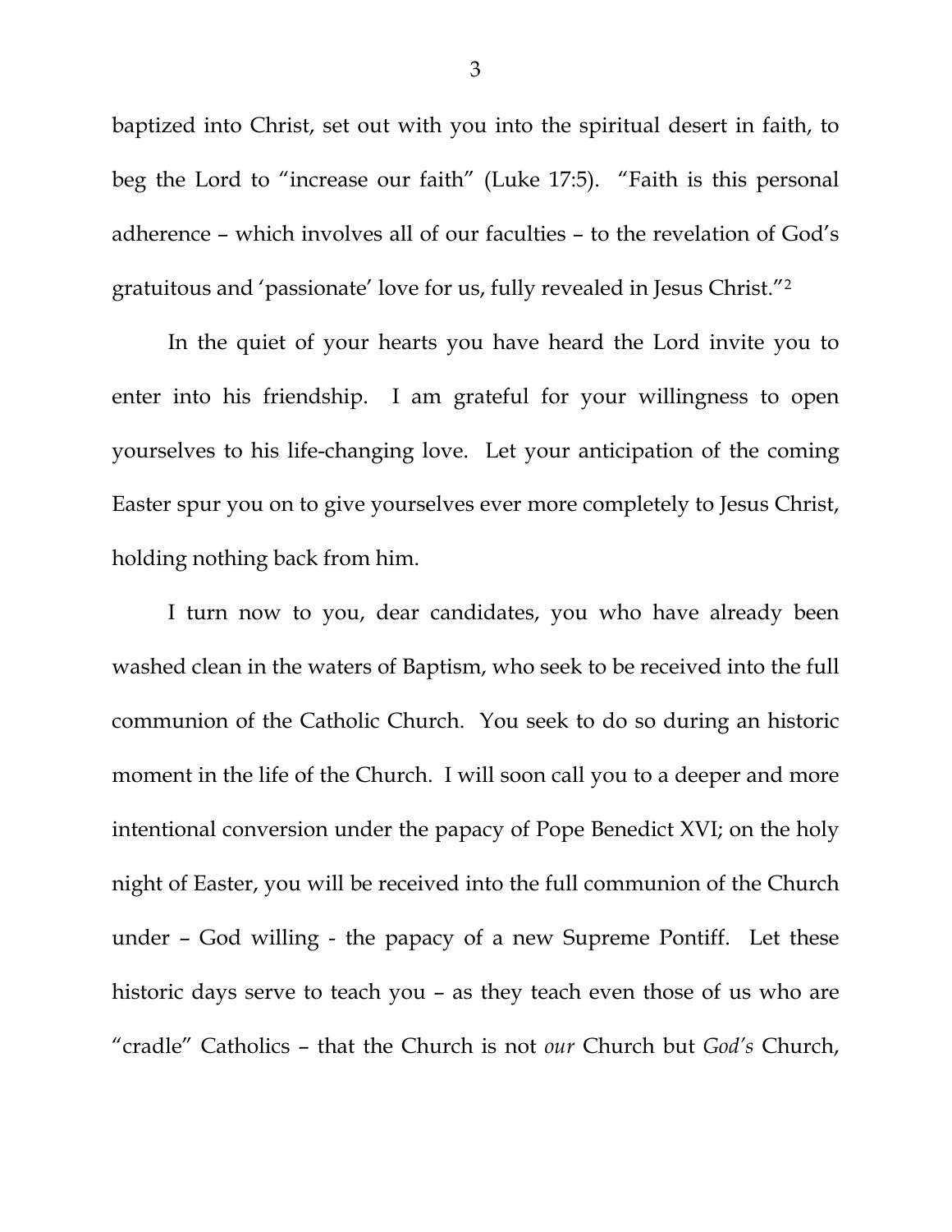baptized into Christ, set out with you into the spiritual desert in faith, to beg the Lord to "increase our faith" (Luke 17:5). "Faith is this personal adherence – which involves all of our faculties – to the revelation of God's gratuitous and 'passionate' love for us, fully revealed in Jesus Christ."[2]

In the quiet of your hearts you have heard the Lord invite you to enter into his friendship. I am grateful for your willingness to open yourselves to his life-changing love. Let your anticipation of the coming Easter spur you on to give yourselves ever more completely to Jesus Christ, holding nothing back from him.

I turn now to you, dear candidates, you who have already been washed clean in the waters of Baptism, who seek to be received into the full communion of the Catholic Church. You seek to do so during an historic moment in the life of the Church. I will soon call you to a deeper and more intentional conversion under the papacy of Pope Benedict XVI; on the holy night of Easter, you will be received into the full communion of the Church under – God willing - the papacy of a new Supreme Pontiff. Let these historic days serve to teach you – as they teach even those of us who are "cradle" Catholics – that the Church is not *our* Church but *God's* Church,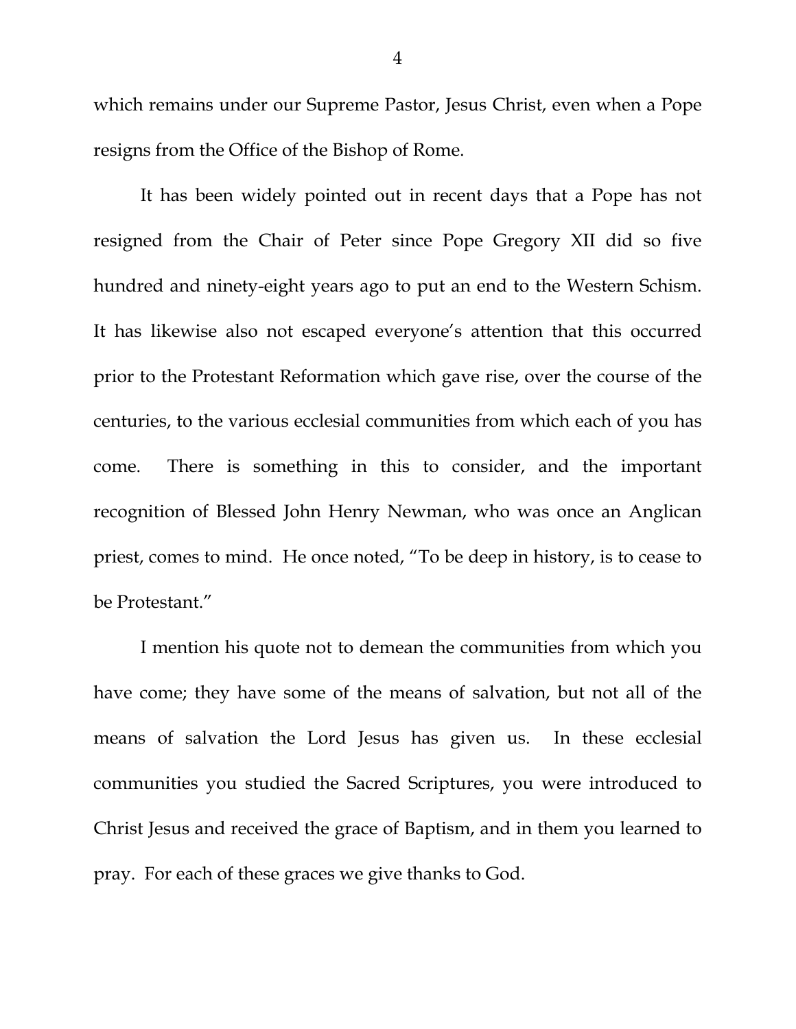which remains under our Supreme Pastor, Jesus Christ, even when a Pope resigns from the Office of the Bishop of Rome.

It has been widely pointed out in recent days that a Pope has not resigned from the Chair of Peter since Pope Gregory XII did so five hundred and ninety-eight years ago to put an end to the Western Schism. It has likewise also not escaped everyone's attention that this occurred prior to the Protestant Reformation which gave rise, over the course of the centuries, to the various ecclesial communities from which each of you has come. There is something in this to consider, and the important recognition of Blessed John Henry Newman, who was once an Anglican priest, comes to mind. He once noted, "To be deep in history, is to cease to be Protestant."

I mention his quote not to demean the communities from which you have come; they have some of the means of salvation, but not all of the means of salvation the Lord Jesus has given us. In these ecclesial communities you studied the Sacred Scriptures, you were introduced to Christ Jesus and received the grace of Baptism, and in them you learned to pray. For each of these graces we give thanks to God.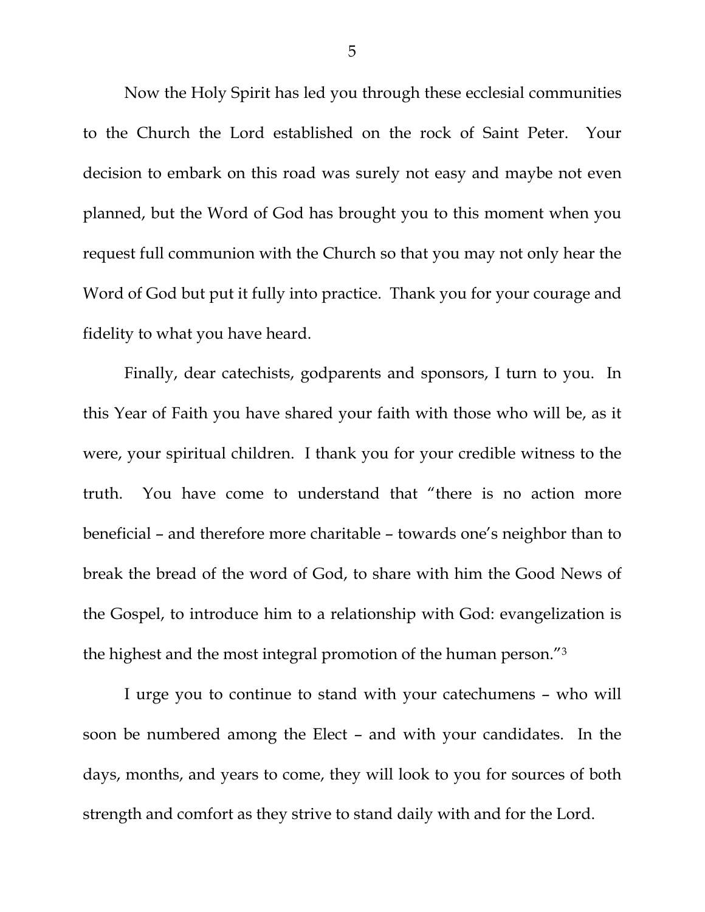Now the Holy Spirit has led you through these ecclesial communities to the Church the Lord established on the rock of Saint Peter. Your decision to embark on this road was surely not easy and maybe not even planned, but the Word of God has brought you to this moment when you request full communion with the Church so that you may not only hear the Word of God but put it fully into practice. Thank you for your courage and fidelity to what you have heard.

Finally, dear catechists, godparents and sponsors, I turn to you. In this Year of Faith you have shared your faith with those who will be, as it were, your spiritual children. I thank you for your credible witness to the truth. You have come to understand that "there is no action more beneficial – and therefore more charitable – towards one's neighbor than to break the bread of the word of God, to share with him the Good News of the Gospel, to introduce him to a relationship with God: evangelization is the highest and the most integral promotion of the human person."[3]

I urge you to continue to stand with your catechumens – who will soon be numbered among the Elect – and with your candidates. In the days, months, and years to come, they will look to you for sources of both strength and comfort as they strive to stand daily with and for the Lord.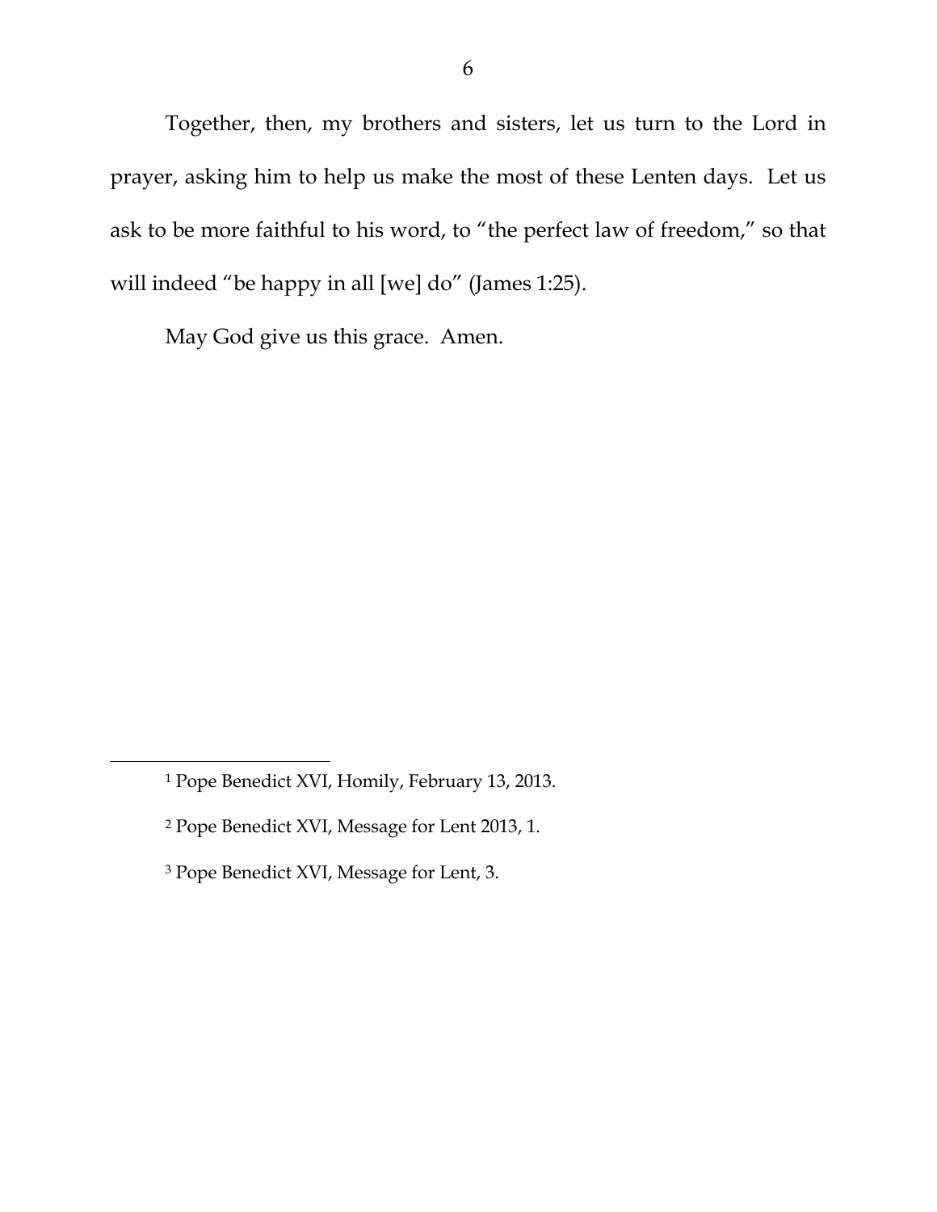Together, then, my brothers and sisters, let us turn to the Lord in prayer, asking him to help us make the most of these Lenten days. Let us ask to be more faithful to his word, to "the perfect law of freedom," so that will indeed "be happy in all [we] do" (James 1:25).

May God give us this grace. Amen.

---

[1] Pope Benedict XVI, Homily, February 13, 2013.

[2] Pope Benedict XVI, Message for Lent 2013, 1.

[3] Pope Benedict XVI, Message for Lent, 3.